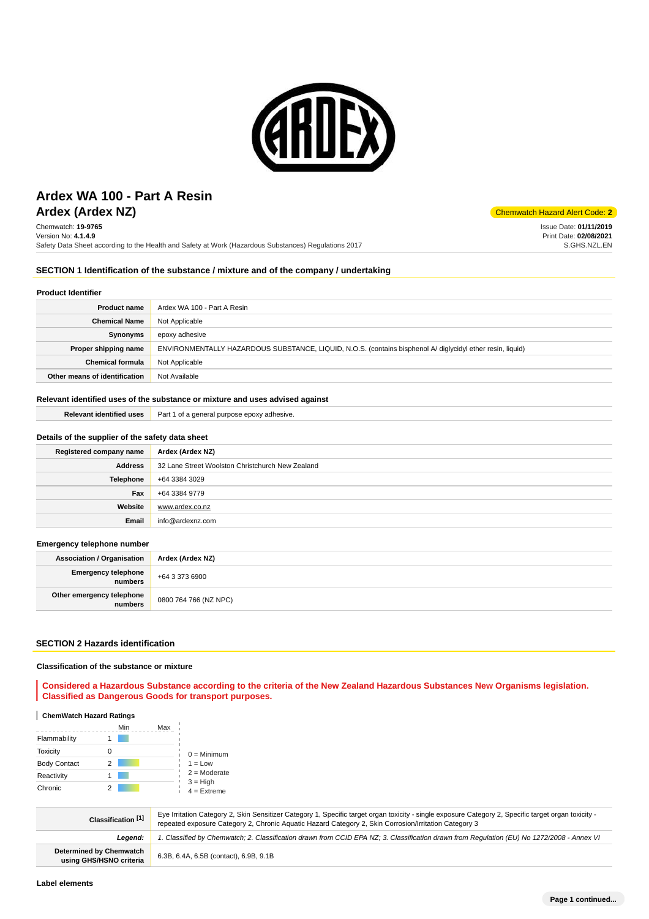# Ardex WA 100 - Part A Resin

## Ardex (Ardex NZ)

Chemwatch Hazard Alert Code: **2**

Chemwatch: **19-9765**
Version No: **4.1.4.9**
Safety Data Sheet according to the Health and Safety at Work (Hazardous Substances) Regulations 2017

Issue Date: **01/11/2019**
Print Date: **02/08/2021**
S.GHS.NZL.EN

## SECTION 1 Identification of the substance / mixture and of the company / undertaking

### Product Identifier

| | |
|---|---|
| **Product name** | Ardex WA 100 - Part A Resin |
| **Chemical Name** | Not Applicable |
| **Synonyms** | epoxy adhesive |
| **Proper shipping name** | ENVIRONMENTALLY HAZARDOUS SUBSTANCE, LIQUID, N.O.S. (contains bisphenol A/ diglycidyl ether resin, liquid) |
| **Chemical formula** | Not Applicable |
| **Other means of identification** | Not Available |

### Relevant identified uses of the substance or mixture and uses advised against

| | |
|---|---|
| **Relevant identified uses** | Part 1 of a general purpose epoxy adhesive. |

### Details of the supplier of the safety data sheet

| | |
|---|---|
| **Registered company name** | **Ardex (Ardex NZ)** |
| **Address** | 32 Lane Street Woolston Christchurch New Zealand |
| **Telephone** | +64 3384 3029 |
| **Fax** | +64 3384 9779 |
| **Website** | www.ardex.co.nz |
| **Email** | info@ardexnz.com |

### Emergency telephone number

| | |
|---|---|
| **Association / Organisation** | **Ardex (Ardex NZ)** |
| **Emergency telephone numbers** | +64 3 373 6900 |
| **Other emergency telephone numbers** | 0800 764 766 (NZ NPC) |

## SECTION 2 Hazards identification

### Classification of the substance or mixture

**Considered a Hazardous Substance according to the criteria of the New Zealand Hazardous Substances New Organisms legislation. Classified as Dangerous Goods for transport purposes.**

#### ChemWatch Hazard Ratings

| | Min | Max |
|---|---|---|
| Flammability | 1 | |
| Toxicity | 0 | |
| Body Contact | 2 | |
| Reactivity | 1 | |
| Chronic | 2 | |

0 = Minimum
1 = Low
2 = Moderate
3 = High
4 = Extreme

| | |
|---|---|
| **Classification [1]** | Eye Irritation Category 2, Skin Sensitizer Category 1, Specific target organ toxicity - single exposure Category 2, Specific target organ toxicity - repeated exposure Category 2, Chronic Aquatic Hazard Category 2, Skin Corrosion/Irritation Category 3 |
| ***Legend:*** | *1. Classified by Chemwatch; 2. Classification drawn from CCID EPA NZ; 3. Classification drawn from Regulation (EU) No 1272/2008 - Annex VI* |
| **Determined by Chemwatch using GHS/HSNO criteria** | 6.3B, 6.4A, 6.5B (contact), 6.9B, 9.1B |

### Label elements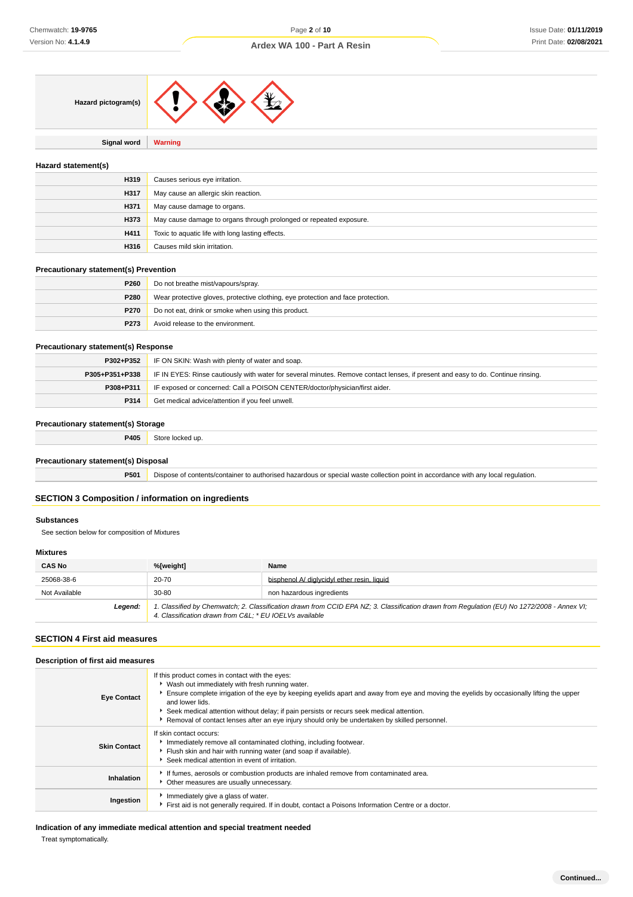| | |
|---|---|
| **Hazard pictogram(s)** | |
| **Signal word** | **Warning** |

### Hazard statement(s)

| | |
|---|---|
| **H319** | Causes serious eye irritation. |
| **H317** | May cause an allergic skin reaction. |
| **H371** | May cause damage to organs. |
| **H373** | May cause damage to organs through prolonged or repeated exposure. |
| **H411** | Toxic to aquatic life with long lasting effects. |
| **H316** | Causes mild skin irritation. |

### Precautionary statement(s) Prevention

| | |
|---|---|
| **P260** | Do not breathe mist/vapours/spray. |
| **P280** | Wear protective gloves, protective clothing, eye protection and face protection. |
| **P270** | Do not eat, drink or smoke when using this product. |
| **P273** | Avoid release to the environment. |

### Precautionary statement(s) Response

| | |
|---|---|
| **P302+P352** | IF ON SKIN: Wash with plenty of water and soap. |
| **P305+P351+P338** | IF IN EYES: Rinse cautiously with water for several minutes. Remove contact lenses, if present and easy to do. Continue rinsing. |
| **P308+P311** | IF exposed or concerned: Call a POISON CENTER/doctor/physician/first aider. |
| **P314** | Get medical advice/attention if you feel unwell. |

### Precautionary statement(s) Storage

| | |
|---|---|
| **P405** | Store locked up. |

### Precautionary statement(s) Disposal

| | |
|---|---|
| **P501** | Dispose of contents/container to authorised hazardous or special waste collection point in accordance with any local regulation. |

## SECTION 3 Composition / information on ingredients

### Substances

See section below for composition of Mixtures

### Mixtures

| CAS No | %[weight] | Name |
|---|---|---|
| 25068-38-6 | 20-70 | bisphenol A/ diglycidyl ether resin, liquid |
| Not Available | 30-80 | non hazardous ingredients |
| ***Legend:*** | *1. Classified by Chemwatch; 2. Classification drawn from CCID EPA NZ; 3. Classification drawn from Regulation (EU) No 1272/2008 - Annex VI; 4. Classification drawn from C&L; * EU IOELVs available* | |

## SECTION 4 First aid measures

### Description of first aid measures

| | |
|---|---|
| **Eye Contact** | If this product comes in contact with the eyes:<br>▸ Wash out immediately with fresh running water.<br>▸ Ensure complete irrigation of the eye by keeping eyelids apart and away from eye and moving the eyelids by occasionally lifting the upper and lower lids.<br>▸ Seek medical attention without delay; if pain persists or recurs seek medical attention.<br>▸ Removal of contact lenses after an eye injury should only be undertaken by skilled personnel. |
| **Skin Contact** | If skin contact occurs:<br>▸ Immediately remove all contaminated clothing, including footwear.<br>▸ Flush skin and hair with running water (and soap if available).<br>▸ Seek medical attention in event of irritation. |
| **Inhalation** | ▸ If fumes, aerosols or combustion products are inhaled remove from contaminated area.<br>▸ Other measures are usually unnecessary. |
| **Ingestion** | ▸ Immediately give a glass of water.<br>▸ First aid is not generally required. If in doubt, contact a Poisons Information Centre or a doctor. |

### Indication of any immediate medical attention and special treatment needed

Treat symptomatically.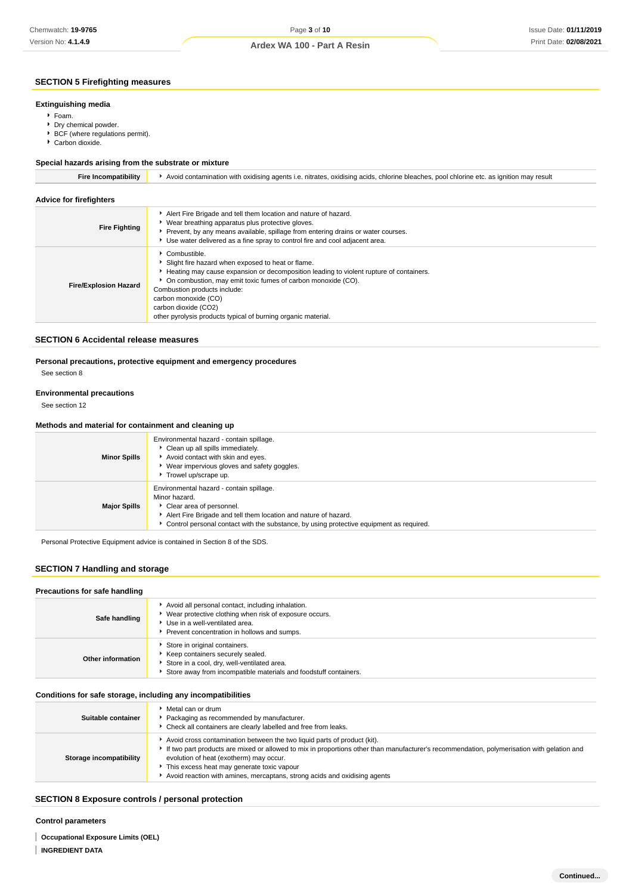## SECTION 5 Firefighting measures

### Extinguishing media

- Foam.
- Dry chemical powder.
- BCF (where regulations permit).
- Carbon dioxide.

### Special hazards arising from the substrate or mixture

| | |
|---|---|
| **Fire Incompatibility** | Avoid contamination with oxidising agents i.e. nitrates, oxidising acids, chlorine bleaches, pool chlorine etc. as ignition may result |

### Advice for firefighters

| | |
|---|---|
| **Fire Fighting** | Alert Fire Brigade and tell them location and nature of hazard.<br>Wear breathing apparatus plus protective gloves.<br>Prevent, by any means available, spillage from entering drains or water courses.<br>Use water delivered as a fine spray to control fire and cool adjacent area. |
| **Fire/Explosion Hazard** | Combustible.<br>Slight fire hazard when exposed to heat or flame.<br>Heating may cause expansion or decomposition leading to violent rupture of containers.<br>On combustion, may emit toxic fumes of carbon monoxide (CO).<br>Combustion products include:<br>carbon monoxide (CO)<br>carbon dioxide (CO2)<br>other pyrolysis products typical of burning organic material. |

## SECTION 6 Accidental release measures

### Personal precautions, protective equipment and emergency procedures

See section 8

### Environmental precautions

See section 12

### Methods and material for containment and cleaning up

| | |
|---|---|
| **Minor Spills** | Environmental hazard - contain spillage.<br>Clean up all spills immediately.<br>Avoid contact with skin and eyes.<br>Wear impervious gloves and safety goggles.<br>Trowel up/scrape up. |
| **Major Spills** | Environmental hazard - contain spillage.<br>Minor hazard.<br>Clear area of personnel.<br>Alert Fire Brigade and tell them location and nature of hazard.<br>Control personal contact with the substance, by using protective equipment as required. |

Personal Protective Equipment advice is contained in Section 8 of the SDS.

## SECTION 7 Handling and storage

### Precautions for safe handling

| | |
|---|---|
| **Safe handling** | Avoid all personal contact, including inhalation.<br>Wear protective clothing when risk of exposure occurs.<br>Use in a well-ventilated area.<br>Prevent concentration in hollows and sumps. |
| **Other information** | Store in original containers.<br>Keep containers securely sealed.<br>Store in a cool, dry, well-ventilated area.<br>Store away from incompatible materials and foodstuff containers. |

### Conditions for safe storage, including any incompatibilities

| | |
|---|---|
| **Suitable container** | Metal can or drum<br>Packaging as recommended by manufacturer.<br>Check all containers are clearly labelled and free from leaks. |
| **Storage incompatibility** | Avoid cross contamination between the two liquid parts of product (kit).<br>If two part products are mixed or allowed to mix in proportions other than manufacturer's recommendation, polymerisation with gelation and evolution of heat (exotherm) may occur.<br>This excess heat may generate toxic vapour<br>Avoid reaction with amines, mercaptans, strong acids and oxidising agents |

## SECTION 8 Exposure controls / personal protection

### Control parameters

**Occupational Exposure Limits (OEL)**

**INGREDIENT DATA**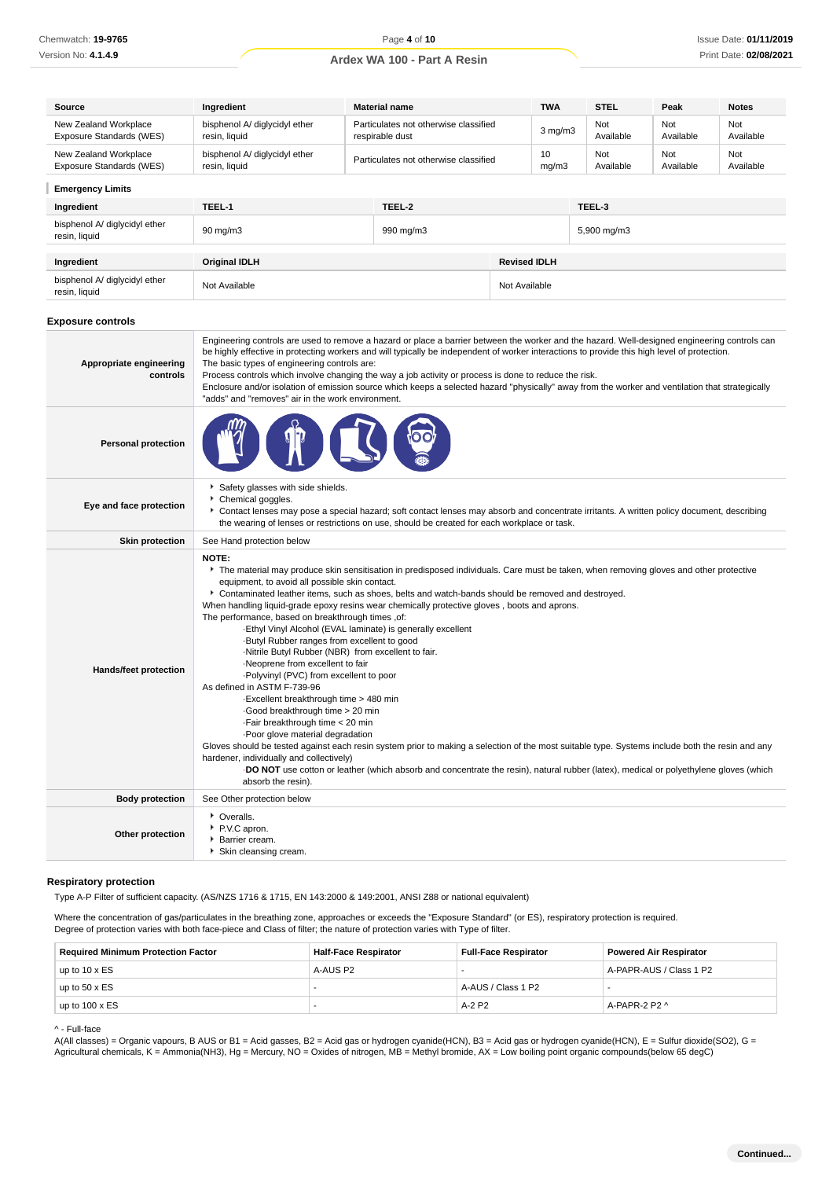| Source | Ingredient | Material name | TWA | STEL | Peak | Notes |
|---|---|---|---|---|---|---|
| New Zealand Workplace Exposure Standards (WES) | bisphenol A/ diglycidyl ether resin, liquid | Particulates not otherwise classified respirable dust | 3 mg/m3 | Not Available | Not Available | Not Available |
| New Zealand Workplace Exposure Standards (WES) | bisphenol A/ diglycidyl ether resin, liquid | Particulates not otherwise classified | 10 mg/m3 | Not Available | Not Available | Not Available |

**Emergency Limits**

| Ingredient | TEEL-1 | TEEL-2 | TEEL-3 |
|---|---|---|---|
| bisphenol A/ diglycidyl ether resin, liquid | 90 mg/m3 | 990 mg/m3 | 5,900 mg/m3 |

| Ingredient | Original IDLH | Revised IDLH |
|---|---|---|
| bisphenol A/ diglycidyl ether resin, liquid | Not Available | Not Available |

### Exposure controls

| | |
|---|---|
| **Appropriate engineering controls** | Engineering controls are used to remove a hazard or place a barrier between the worker and the hazard. Well-designed engineering controls can be highly effective in protecting workers and will typically be independent of worker interactions to provide this high level of protection. The basic types of engineering controls are: Process controls which involve changing the way a job activity or process is done to reduce the risk. Enclosure and/or isolation of emission source which keeps a selected hazard "physically" away from the worker and ventilation that strategically "adds" and "removes" air in the work environment. |
| **Personal protection** | |
| **Eye and face protection** | ‣ Safety glasses with side shields.<br>‣ Chemical goggles.<br>‣ Contact lenses may pose a special hazard; soft contact lenses may absorb and concentrate irritants. A written policy document, describing the wearing of lenses or restrictions on use, should be created for each workplace or task. |
| **Skin protection** | See Hand protection below |
| **Hands/feet protection** | **NOTE:**<br>‣ The material may produce skin sensitisation in predisposed individuals. Care must be taken, when removing gloves and other protective equipment, to avoid all possible skin contact.<br>‣ Contaminated leather items, such as shoes, belts and watch-bands should be removed and destroyed.<br>When handling liquid-grade epoxy resins wear chemically protective gloves , boots and aprons.<br>The performance, based on breakthrough times ,of:<br>·Ethyl Vinyl Alcohol (EVAL laminate) is generally excellent<br>·Butyl Rubber ranges from excellent to good<br>·Nitrile Butyl Rubber (NBR) from excellent to fair.<br>·Neoprene from excellent to fair<br>·Polyvinyl (PVC) from excellent to poor<br>As defined in ASTM F-739-96<br>·Excellent breakthrough time > 480 min<br>·Good breakthrough time > 20 min<br>·Fair breakthrough time < 20 min<br>·Poor glove material degradation<br>Gloves should be tested against each resin system prior to making a selection of the most suitable type. Systems include both the resin and any hardener, individually and collectively)<br>·**DO NOT** use cotton or leather (which absorb and concentrate the resin), natural rubber (latex), medical or polyethylene gloves (which absorb the resin). |
| **Body protection** | See Other protection below |
| **Other protection** | ‣ Overalls.<br>‣ P.V.C apron.<br>‣ Barrier cream.<br>‣ Skin cleansing cream. |

### Respiratory protection

Type A-P Filter of sufficient capacity. (AS/NZS 1716 & 1715, EN 143:2000 & 149:2001, ANSI Z88 or national equivalent)

Where the concentration of gas/particulates in the breathing zone, approaches or exceeds the "Exposure Standard" (or ES), respiratory protection is required.
Degree of protection varies with both face-piece and Class of filter; the nature of protection varies with Type of filter.

| Required Minimum Protection Factor | Half-Face Respirator | Full-Face Respirator | Powered Air Respirator |
|---|---|---|---|
| up to 10 x ES | A-AUS P2 | - | A-PAPR-AUS / Class 1 P2 |
| up to 50 x ES | - | A-AUS / Class 1 P2 | - |
| up to 100 x ES | - | A-2 P2 | A-PAPR-2 P2 ^ |

^ - Full-face
A(All classes) = Organic vapours, B AUS or B1 = Acid gasses, B2 = Acid gas or hydrogen cyanide(HCN), B3 = Acid gas or hydrogen cyanide(HCN), E = Sulfur dioxide(SO2), G = Agricultural chemicals, K = Ammonia(NH3), Hg = Mercury, NO = Oxides of nitrogen, MB = Methyl bromide, AX = Low boiling point organic compounds(below 65 degC)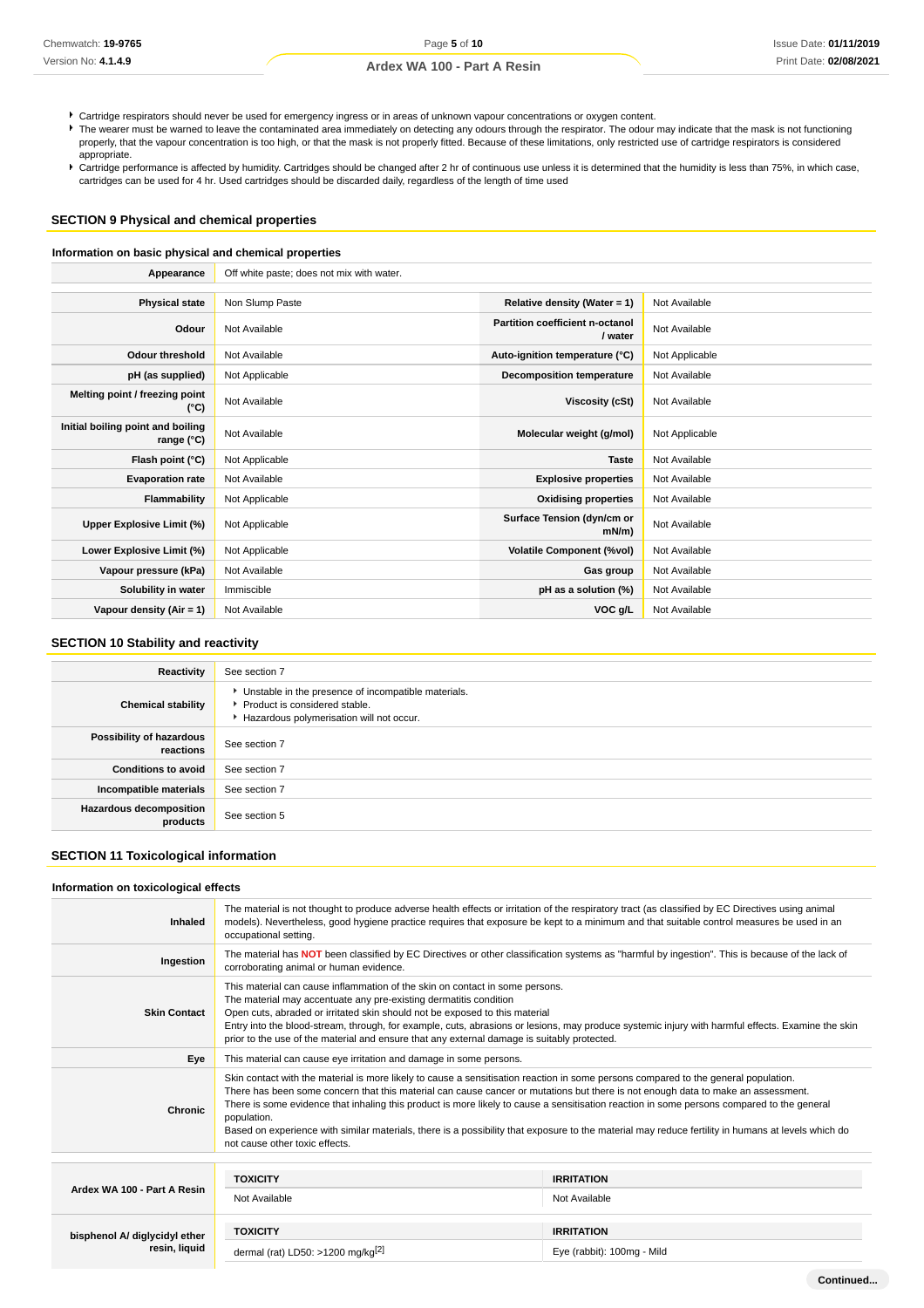- Cartridge respirators should never be used for emergency ingress or in areas of unknown vapour concentrations or oxygen content.
- The wearer must be warned to leave the contaminated area immediately on detecting any odours through the respirator. The odour may indicate that the mask is not functioning properly, that the vapour concentration is too high, or that the mask is not properly fitted. Because of these limitations, only restricted use of cartridge respirators is considered appropriate.
- Cartridge performance is affected by humidity. Cartridges should be changed after 2 hr of continuous use unless it is determined that the humidity is less than 75%, in which case, cartridges can be used for 4 hr. Used cartridges should be discarded daily, regardless of the length of time used

## SECTION 9 Physical and chemical properties

### Information on basic physical and chemical properties

| | | | |
|---|---|---|---|
| **Appearance** | Off white paste; does not mix with water. | | |
| **Physical state** | Non Slump Paste | **Relative density (Water = 1)** | Not Available |
| **Odour** | Not Available | **Partition coefficient n-octanol / water** | Not Available |
| **Odour threshold** | Not Available | **Auto-ignition temperature (°C)** | Not Applicable |
| **pH (as supplied)** | Not Applicable | **Decomposition temperature** | Not Available |
| **Melting point / freezing point (°C)** | Not Available | **Viscosity (cSt)** | Not Available |
| **Initial boiling point and boiling range (°C)** | Not Available | **Molecular weight (g/mol)** | Not Applicable |
| **Flash point (°C)** | Not Applicable | **Taste** | Not Available |
| **Evaporation rate** | Not Available | **Explosive properties** | Not Available |
| **Flammability** | Not Applicable | **Oxidising properties** | Not Available |
| **Upper Explosive Limit (%)** | Not Applicable | **Surface Tension (dyn/cm or mN/m)** | Not Available |
| **Lower Explosive Limit (%)** | Not Applicable | **Volatile Component (%vol)** | Not Available |
| **Vapour pressure (kPa)** | Not Available | **Gas group** | Not Available |
| **Solubility in water** | Immiscible | **pH as a solution (%)** | Not Available |
| **Vapour density (Air = 1)** | Not Available | **VOC g/L** | Not Available |

## SECTION 10 Stability and reactivity

| | |
|---|---|
| **Reactivity** | See section 7 |
| **Chemical stability** | Unstable in the presence of incompatible materials.<br>Product is considered stable.<br>Hazardous polymerisation will not occur. |
| **Possibility of hazardous reactions** | See section 7 |
| **Conditions to avoid** | See section 7 |
| **Incompatible materials** | See section 7 |
| **Hazardous decomposition products** | See section 5 |

## SECTION 11 Toxicological information

### Information on toxicological effects

| | |
|---|---|
| **Inhaled** | The material is not thought to produce adverse health effects or irritation of the respiratory tract (as classified by EC Directives using animal models). Nevertheless, good hygiene practice requires that exposure be kept to a minimum and that suitable control measures be used in an occupational setting. |
| **Ingestion** | The material has **NOT** been classified by EC Directives or other classification systems as "harmful by ingestion". This is because of the lack of corroborating animal or human evidence. |
| **Skin Contact** | This material can cause inflammation of the skin on contact in some persons.<br>The material may accentuate any pre-existing dermatitis condition<br>Open cuts, abraded or irritated skin should not be exposed to this material<br>Entry into the blood-stream, through, for example, cuts, abrasions or lesions, may produce systemic injury with harmful effects. Examine the skin prior to the use of the material and ensure that any external damage is suitably protected. |
| **Eye** | This material can cause eye irritation and damage in some persons. |
| **Chronic** | Skin contact with the material is more likely to cause a sensitisation reaction in some persons compared to the general population.<br>There has been some concern that this material can cause cancer or mutations but there is not enough data to make an assessment.<br>There is some evidence that inhaling this product is more likely to cause a sensitisation reaction in some persons compared to the general population.<br>Based on experience with similar materials, there is a possibility that exposure to the material may reduce fertility in humans at levels which do not cause other toxic effects. |

| | TOXICITY | IRRITATION |
|---|---|---|
| **Ardex WA 100 - Part A Resin** | Not Available | Not Available |
| **bisphenol A/ diglycidyl ether resin, liquid** | dermal (rat) LD50: >1200 mg/kg[2] | Eye (rabbit): 100mg - Mild |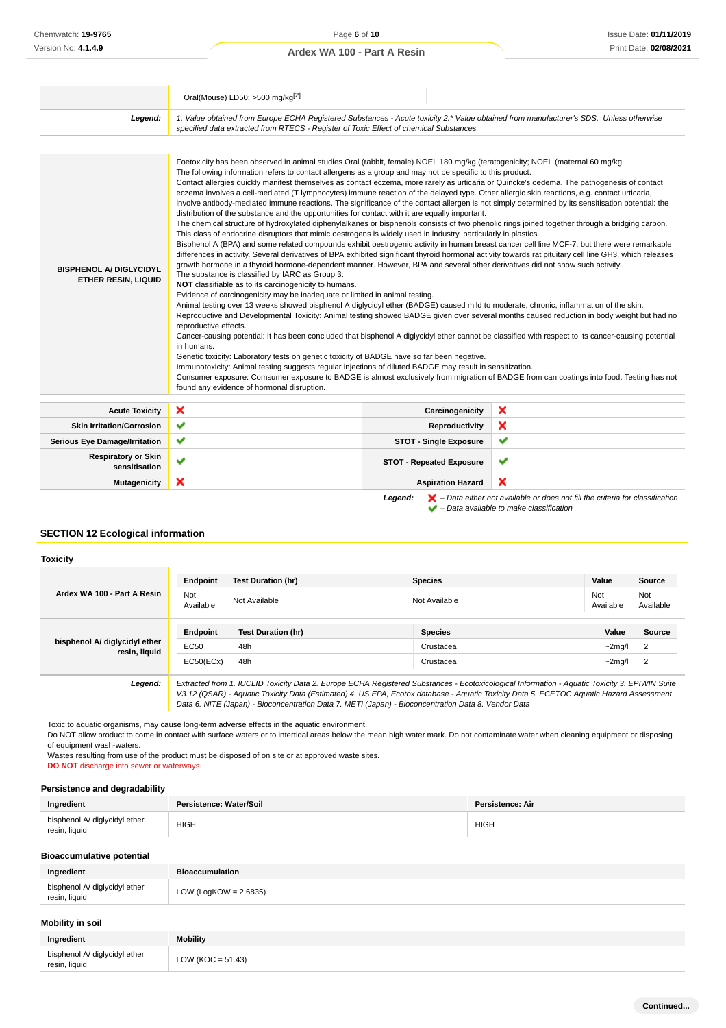| | Oral(Mouse) LD50; >500 mg/kg[2] |
|---|---|
| **Legend:** | *1. Value obtained from Europe ECHA Registered Substances - Acute toxicity 2.* Value obtained from manufacturer's SDS. Unless otherwise specified data extracted from RTECS - Register of Toxic Effect of chemical Substances* |

| | |
|---|---|
| **BISPHENOL A/ DIGLYCIDYL ETHER RESIN, LIQUID** | Foetotoxicity has been observed in animal studies Oral (rabbit, female) NOEL 180 mg/kg (teratogenicity; NOEL (maternal 60 mg/kg<br>The following information refers to contact allergens as a group and may not be specific to this product.<br>Contact allergies quickly manifest themselves as contact eczema, more rarely as urticaria or Quincke's oedema. The pathogenesis of contact eczema involves a cell-mediated (T lymphocytes) immune reaction of the delayed type. Other allergic skin reactions, e.g. contact urticaria, involve antibody-mediated immune reactions. The significance of the contact allergen is not simply determined by its sensitisation potential: the distribution of the substance and the opportunities for contact with it are equally important.<br>The chemical structure of hydroxylated diphenylalkanes or bisphenols consists of two phenolic rings joined together through a bridging carbon. This class of endocrine disruptors that mimic oestrogens is widely used in industry, particularly in plastics.<br>Bisphenol A (BPA) and some related compounds exhibit oestrogenic activity in human breast cancer cell line MCF-7, but there were remarkable differences in activity. Several derivatives of BPA exhibited significant thyroid hormonal activity towards rat pituitary cell line GH3, which releases growth hormone in a thyroid hormone-dependent manner. However, BPA and several other derivatives did not show such activity.<br>The substance is classified by IARC as Group 3:<br>**NOT** classifiable as to its carcinogenicity to humans.<br>Evidence of carcinogenicity may be inadequate or limited in animal testing.<br>Animal testing over 13 weeks showed bisphenol A diglycidyl ether (BADGE) caused mild to moderate, chronic, inflammation of the skin.<br>Reproductive and Developmental Toxicity: Animal testing showed BADGE given over several months caused reduction in body weight but had no reproductive effects.<br>Cancer-causing potential: It has been concluded that bisphenol A diglycidyl ether cannot be classified with respect to its cancer-causing potential in humans.<br>Genetic toxicity: Laboratory tests on genetic toxicity of BADGE have so far been negative.<br>Immunotoxicity: Animal testing suggests regular injections of diluted BADGE may result in sensitization.<br>Consumer exposure: Comsumer exposure to BADGE is almost exclusively from migration of BADGE from can coatings into food. Testing has not found any evidence of hormonal disruption. |

| | | | |
|---|---|---|---|
| **Acute Toxicity** | ✘ | **Carcinogenicity** | ✘ |
| **Skin Irritation/Corrosion** | ✔ | **Reproductivity** | ✘ |
| **Serious Eye Damage/Irritation** | ✔ | **STOT - Single Exposure** | ✔ |
| **Respiratory or Skin sensitisation** | ✔ | **STOT - Repeated Exposure** | ✔ |
| **Mutagenicity** | ✘ | **Aspiration Hazard** | ✘ |

**Legend:** ✘ *– Data either not available or does not fill the criteria for classification*
✔ *– Data available to make classification*

## SECTION 12 Ecological information

### Toxicity

| | Endpoint | Test Duration (hr) | Species | Value | Source |
|---|---|---|---|---|---|
| **Ardex WA 100 - Part A Resin** | Not Available | Not Available | Not Available | Not Available | Not Available |
| **bisphenol A/ diglycidyl ether resin, liquid** | **Endpoint** | **Test Duration (hr)** | **Species** | **Value** | **Source** |
| | EC50 | 48h | Crustacea | ~2mg/l | 2 |
| | EC50(ECx) | 48h | Crustacea | ~2mg/l | 2 |
| **Legend:** | *Extracted from 1. IUCLID Toxicity Data 2. Europe ECHA Registered Substances - Ecotoxicological Information - Aquatic Toxicity 3. EPIWIN Suite V3.12 (QSAR) - Aquatic Toxicity Data (Estimated) 4. US EPA, Ecotox database - Aquatic Toxicity Data 5. ECETOC Aquatic Hazard Assessment Data 6. NITE (Japan) - Bioconcentration Data 7. METI (Japan) - Bioconcentration Data 8. Vendor Data* | | | | |

Toxic to aquatic organisms, may cause long-term adverse effects in the aquatic environment.
Do NOT allow product to come in contact with surface waters or to intertidal areas below the mean high water mark. Do not contaminate water when cleaning equipment or disposing of equipment wash-waters.
Wastes resulting from use of the product must be disposed of on site or at approved waste sites.
**DO NOT** discharge into sewer or waterways.

### Persistence and degradability

| Ingredient | Persistence: Water/Soil | Persistence: Air |
|---|---|---|
| bisphenol A/ diglycidyl ether resin, liquid | HIGH | HIGH |

### Bioaccumulative potential

| Ingredient | Bioaccumulation |
|---|---|
| bisphenol A/ diglycidyl ether resin, liquid | LOW (LogKOW = 2.6835) |

### Mobility in soil

| Ingredient | Mobility |
|---|---|
| bisphenol A/ diglycidyl ether resin, liquid | LOW (KOC = 51.43) |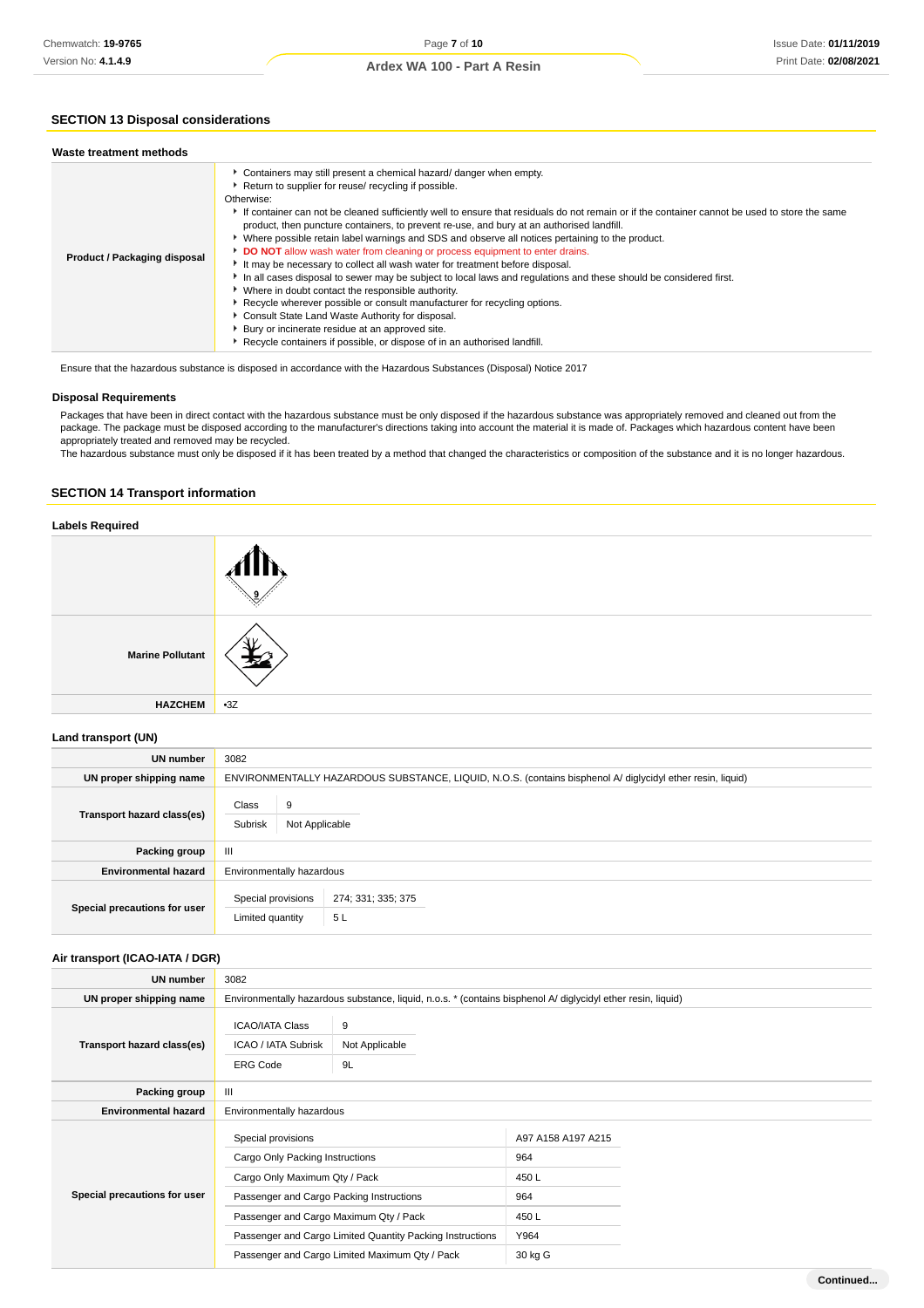## SECTION 13 Disposal considerations

### Waste treatment methods

| | |
|---|---|
| **Product / Packaging disposal** | ▸ Containers may still present a chemical hazard/ danger when empty.<br>▸ Return to supplier for reuse/ recycling if possible.<br>Otherwise:<br>▸ If container can not be cleaned sufficiently well to ensure that residuals do not remain or if the container cannot be used to store the same product, then puncture containers, to prevent re-use, and bury at an authorised landfill.<br>▸ Where possible retain label warnings and SDS and observe all notices pertaining to the product.<br>▸ **DO NOT** allow wash water from cleaning or process equipment to enter drains.<br>▸ It may be necessary to collect all wash water for treatment before disposal.<br>▸ In all cases disposal to sewer may be subject to local laws and regulations and these should be considered first.<br>▸ Where in doubt contact the responsible authority.<br>▸ Recycle wherever possible or consult manufacturer for recycling options.<br>▸ Consult State Land Waste Authority for disposal.<br>▸ Bury or incinerate residue at an approved site.<br>▸ Recycle containers if possible, or dispose of in an authorised landfill. |

Ensure that the hazardous substance is disposed in accordance with the Hazardous Substances (Disposal) Notice 2017

### Disposal Requirements

Packages that have been in direct contact with the hazardous substance must be only disposed if the hazardous substance was appropriately removed and cleaned out from the package. The package must be disposed according to the manufacturer's directions taking into account the material it is made of. Packages which hazardous content have been appropriately treated and removed may be recycled.
The hazardous substance must only be disposed if it has been treated by a method that changed the characteristics or composition of the substance and it is no longer hazardous.

## SECTION 14 Transport information

### Labels Required

| | |
|---|---|
| | 9 |
| **Marine Pollutant** | |
| **HAZCHEM** | •3Z |

### Land transport (UN)

| | |
|---|---|
| **UN number** | 3082 |
| **UN proper shipping name** | ENVIRONMENTALLY HAZARDOUS SUBSTANCE, LIQUID, N.O.S. (contains bisphenol A/ diglycidyl ether resin, liquid) |
| **Transport hazard class(es)** | Class: 9<br>Subrisk: Not Applicable |
| **Packing group** | III |
| **Environmental hazard** | Environmentally hazardous |
| **Special precautions for user** | Special provisions: 274; 331; 335; 375<br>Limited quantity: 5 L |

### Air transport (ICAO-IATA / DGR)

| | |
|---|---|
| **UN number** | 3082 |
| **UN proper shipping name** | Environmentally hazardous substance, liquid, n.o.s. * (contains bisphenol A/ diglycidyl ether resin, liquid) |
| **Transport hazard class(es)** | ICAO/IATA Class: 9<br>ICAO / IATA Subrisk: Not Applicable<br>ERG Code: 9L |
| **Packing group** | III |
| **Environmental hazard** | Environmentally hazardous |
| **Special precautions for user** | Special provisions: A97 A158 A197 A215<br>Cargo Only Packing Instructions: 964<br>Cargo Only Maximum Qty / Pack: 450 L<br>Passenger and Cargo Packing Instructions: 964<br>Passenger and Cargo Maximum Qty / Pack: 450 L<br>Passenger and Cargo Limited Quantity Packing Instructions: Y964<br>Passenger and Cargo Limited Maximum Qty / Pack: 30 kg G |

Continued...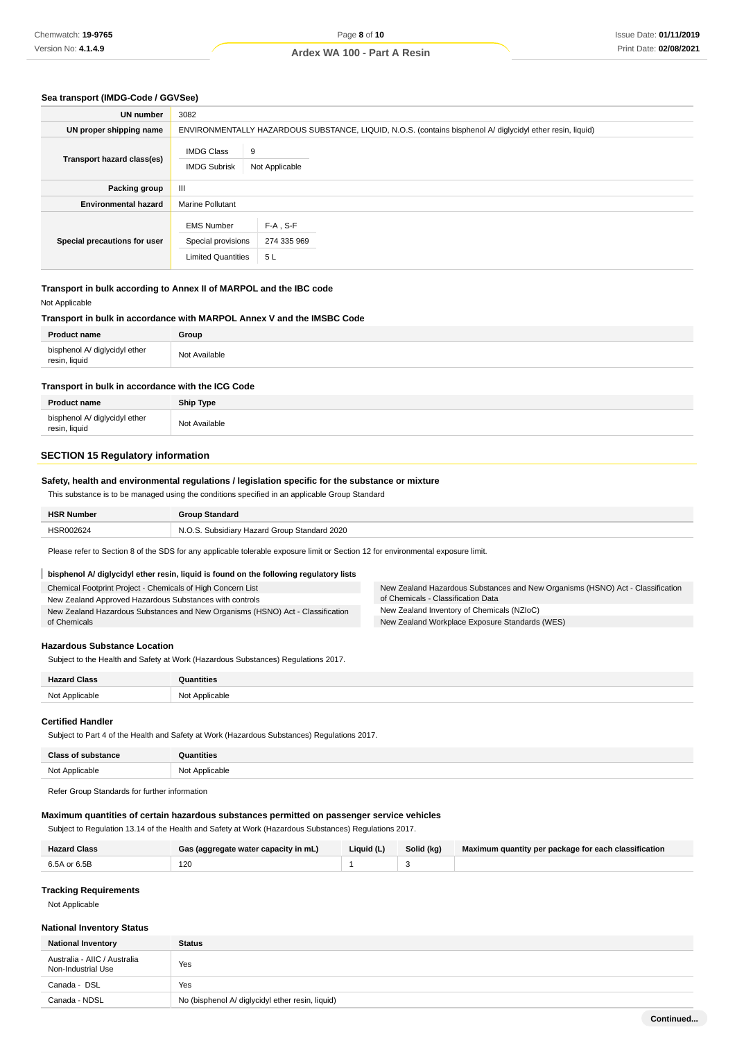### Sea transport (IMDG-Code / GGVSee)

| | |
|---|---|
| **UN number** | 3082 |
| **UN proper shipping name** | ENVIRONMENTALLY HAZARDOUS SUBSTANCE, LIQUID, N.O.S. (contains bisphenol A/ diglycidyl ether resin, liquid) |
| **Transport hazard class(es)** | IMDG Class: 9<br>IMDG Subrisk: Not Applicable |
| **Packing group** | III |
| **Environmental hazard** | Marine Pollutant |
| **Special precautions for user** | EMS Number: F-A , S-F<br>Special provisions: 274 335 969<br>Limited Quantities: 5 L |

### Transport in bulk according to Annex II of MARPOL and the IBC code

Not Applicable

### Transport in bulk in accordance with MARPOL Annex V and the IMSBC Code

| Product name | Group |
|---|---|
| bisphenol A/ diglycidyl ether resin, liquid | Not Available |

### Transport in bulk in accordance with the ICG Code

| Product name | Ship Type |
|---|---|
| bisphenol A/ diglycidyl ether resin, liquid | Not Available |

## SECTION 15 Regulatory information

### Safety, health and environmental regulations / legislation specific for the substance or mixture

This substance is to be managed using the conditions specified in an applicable Group Standard

| HSR Number | Group Standard |
|---|---|
| HSR002624 | N.O.S. Subsidiary Hazard Group Standard 2020 |

Please refer to Section 8 of the SDS for any applicable tolerable exposure limit or Section 12 for environmental exposure limit.

**bisphenol A/ diglycidyl ether resin, liquid is found on the following regulatory lists**

- Chemical Footprint Project - Chemicals of High Concern List
- New Zealand Approved Hazardous Substances with controls
- New Zealand Hazardous Substances and New Organisms (HSNO) Act - Classification of Chemicals
- New Zealand Hazardous Substances and New Organisms (HSNO) Act - Classification of Chemicals - Classification Data
- New Zealand Inventory of Chemicals (NZIoC)
- New Zealand Workplace Exposure Standards (WES)

### Hazardous Substance Location

Subject to the Health and Safety at Work (Hazardous Substances) Regulations 2017.

| Hazard Class | Quantities |
|---|---|
| Not Applicable | Not Applicable |

### Certified Handler

Subject to Part 4 of the Health and Safety at Work (Hazardous Substances) Regulations 2017.

| Class of substance | Quantities |
|---|---|
| Not Applicable | Not Applicable |

Refer Group Standards for further information

### Maximum quantities of certain hazardous substances permitted on passenger service vehicles

Subject to Regulation 13.14 of the Health and Safety at Work (Hazardous Substances) Regulations 2017.

| Hazard Class | Gas (aggregate water capacity in mL) | Liquid (L) | Solid (kg) | Maximum quantity per package for each classification |
|---|---|---|---|---|
| 6.5A or 6.5B | 120 | 1 | 3 | |

### Tracking Requirements

Not Applicable

### National Inventory Status

| National Inventory | Status |
|---|---|
| Australia - AIIC / Australia Non-Industrial Use | Yes |
| Canada - DSL | Yes |
| Canada - NDSL | No (bisphenol A/ diglycidyl ether resin, liquid) |

Continued...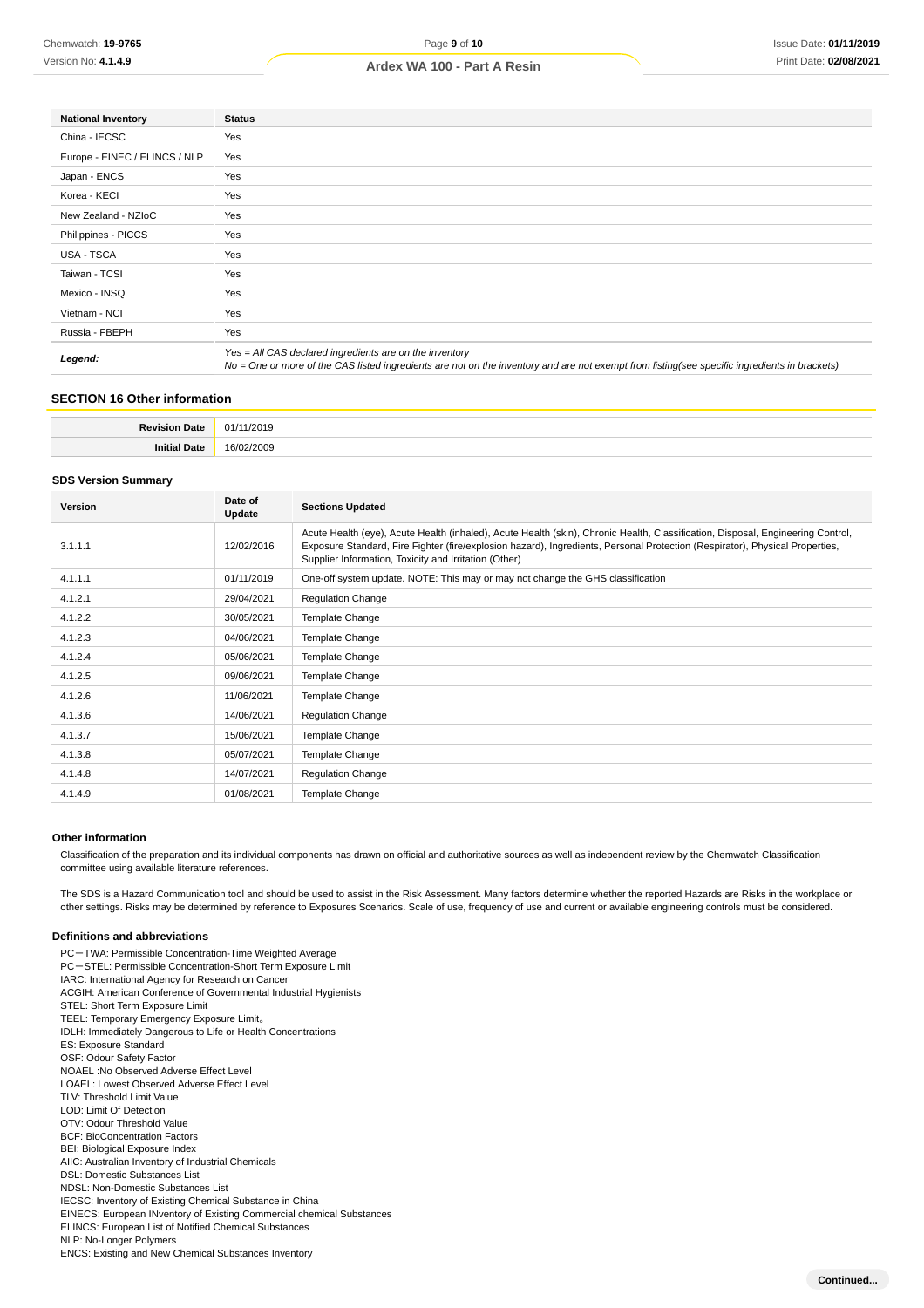| National Inventory | Status |
| --- | --- |
| China - IECSC | Yes |
| Europe - EINEC / ELINCS / NLP | Yes |
| Japan - ENCS | Yes |
| Korea - KECI | Yes |
| New Zealand - NZIoC | Yes |
| Philippines - PICCS | Yes |
| USA - TSCA | Yes |
| Taiwan - TCSI | Yes |
| Mexico - INSQ | Yes |
| Vietnam - NCI | Yes |
| Russia - FBEPH | Yes |
| ***Legend:*** | *Yes = All CAS declared ingredients are on the inventory*<br>*No = One or more of the CAS listed ingredients are not on the inventory and are not exempt from listing(see specific ingredients in brackets)* |

## SECTION 16 Other information

| | |
| --- | --- |
| **Revision Date** | 01/11/2019 |
| **Initial Date** | 16/02/2009 |

### SDS Version Summary

| Version | Date of Update | Sections Updated |
| --- | --- | --- |
| 3.1.1.1 | 12/02/2016 | Acute Health (eye), Acute Health (inhaled), Acute Health (skin), Chronic Health, Classification, Disposal, Engineering Control, Exposure Standard, Fire Fighter (fire/explosion hazard), Ingredients, Personal Protection (Respirator), Physical Properties, Supplier Information, Toxicity and Irritation (Other) |
| 4.1.1.1 | 01/11/2019 | One-off system update. NOTE: This may or may not change the GHS classification |
| 4.1.2.1 | 29/04/2021 | Regulation Change |
| 4.1.2.2 | 30/05/2021 | Template Change |
| 4.1.2.3 | 04/06/2021 | Template Change |
| 4.1.2.4 | 05/06/2021 | Template Change |
| 4.1.2.5 | 09/06/2021 | Template Change |
| 4.1.2.6 | 11/06/2021 | Template Change |
| 4.1.3.6 | 14/06/2021 | Regulation Change |
| 4.1.3.7 | 15/06/2021 | Template Change |
| 4.1.3.8 | 05/07/2021 | Template Change |
| 4.1.4.8 | 14/07/2021 | Regulation Change |
| 4.1.4.9 | 01/08/2021 | Template Change |

### Other information

Classification of the preparation and its individual components has drawn on official and authoritative sources as well as independent review by the Chemwatch Classification committee using available literature references.

The SDS is a Hazard Communication tool and should be used to assist in the Risk Assessment. Many factors determine whether the reported Hazards are Risks in the workplace or other settings. Risks may be determined by reference to Exposures Scenarios. Scale of use, frequency of use and current or available engineering controls must be considered.

### Definitions and abbreviations

PC－TWA: Permissible Concentration-Time Weighted Average
PC－STEL: Permissible Concentration-Short Term Exposure Limit
IARC: International Agency for Research on Cancer
ACGIH: American Conference of Governmental Industrial Hygienists
STEL: Short Term Exposure Limit
TEEL: Temporary Emergency Exposure Limit。
IDLH: Immediately Dangerous to Life or Health Concentrations
ES: Exposure Standard
OSF: Odour Safety Factor
NOAEL :No Observed Adverse Effect Level
LOAEL: Lowest Observed Adverse Effect Level
TLV: Threshold Limit Value
LOD: Limit Of Detection
OTV: Odour Threshold Value
BCF: BioConcentration Factors
BEI: Biological Exposure Index
AIIC: Australian Inventory of Industrial Chemicals
DSL: Domestic Substances List
NDSL: Non-Domestic Substances List
IECSC: Inventory of Existing Chemical Substance in China
EINECS: European INventory of Existing Commercial chemical Substances
ELINCS: European List of Notified Chemical Substances
NLP: No-Longer Polymers
ENCS: Existing and New Chemical Substances Inventory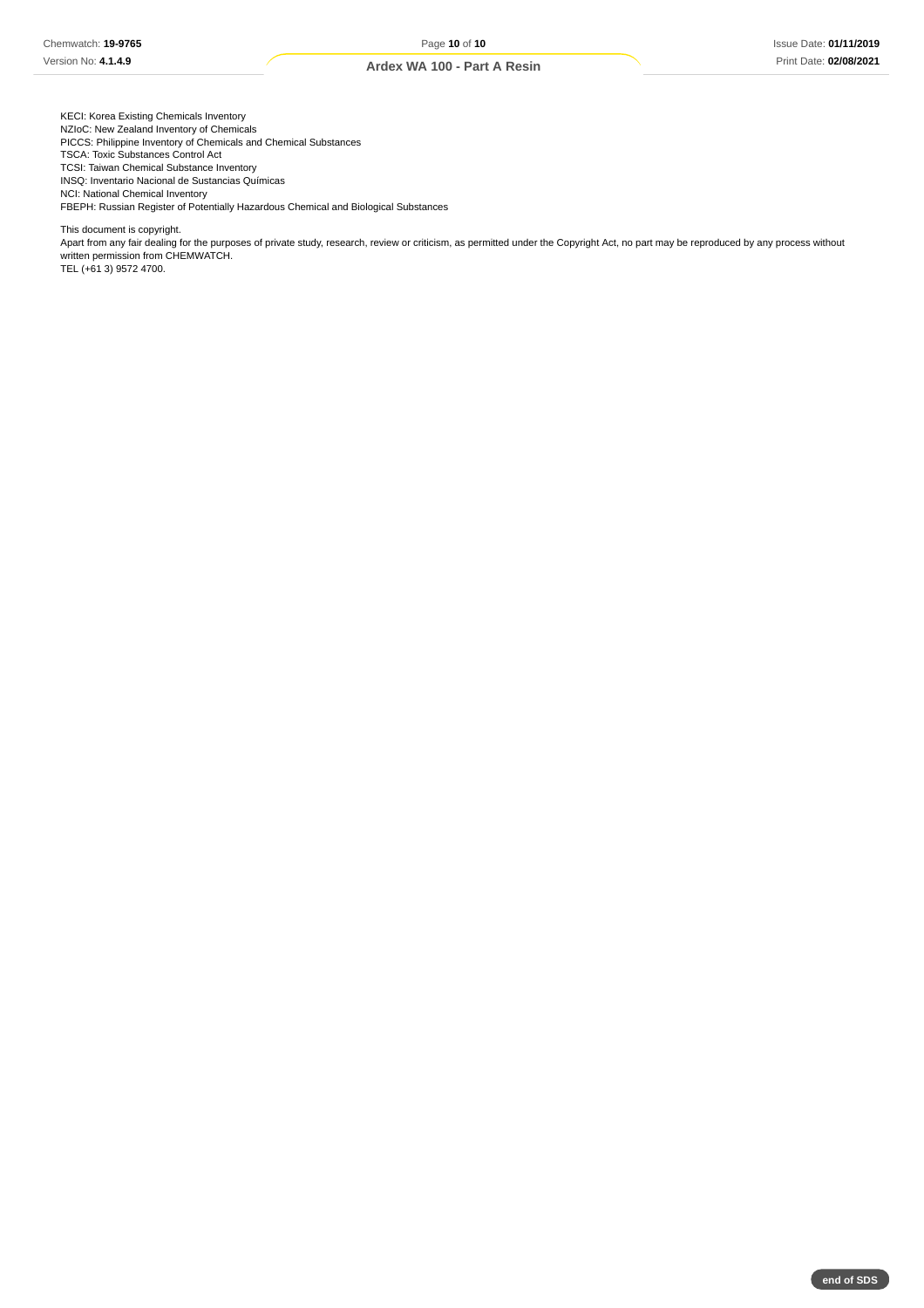KECI: Korea Existing Chemicals Inventory
NZIoC: New Zealand Inventory of Chemicals
PICCS: Philippine Inventory of Chemicals and Chemical Substances
TSCA: Toxic Substances Control Act
TCSI: Taiwan Chemical Substance Inventory
INSQ: Inventario Nacional de Sustancias Químicas
NCI: National Chemical Inventory
FBEPH: Russian Register of Potentially Hazardous Chemical and Biological Substances

This document is copyright.
Apart from any fair dealing for the purposes of private study, research, review or criticism, as permitted under the Copyright Act, no part may be reproduced by any process without written permission from CHEMWATCH.
TEL (+61 3) 9572 4700.

end of SDS